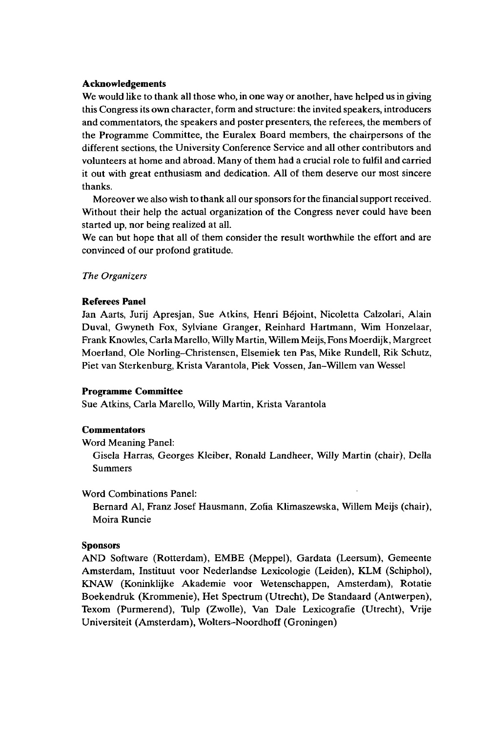**Acknowledgements**

We would like to thank all those who, in one way or another, have helped us in giving this Congress its own character, form and structure: the invited speakers, introducers and commentators, the speakers and poster presenters, the referees, the members of the Programme Committee, the Euralex Board members, the chairpersons of the different sections, the University Conference Service and all other contributors and volunteers at home and abroad. Many of them had a crucial role to fulfil and carried it out with great enthusiasm and dedication. All of them deserve our most sincere thanks.

Moreover we also wish to thank all our sponsors for the financial support received. Without their help the actual organization of the Congress never could have been started up, nor being realized at all.

We can but hope that all of them consider the result worthwhile the effort and are convinced of our profond gratitude.

*The Organizers*

**Referees Panel**

Jan Aarts, Jurij Apresjan, Sue Atkins, Henri Béjoint, Nicoletta Calzolari, Alain Duval, Gwyneth Fox, Sylviane Granger, Reinhard Hartmann, Wim Honzelaar, Frank Knowles, Carla Marello, Willy Martin, Willem Meijs, Fons Moerdijk, Margreet Moerland, Ole Norling–Christensen, Elsemiek ten Pas, Mike Rundell, Rik Schutz, Piet van Sterkenburg, Krista Varantola, Piek Vossen, Jan–Willem van Wessel

**Programme Committee**

Sue Atkins, Carla Marello, Willy Martin, Krista Varantola

**Commentators**

Word Meaning Panel:

Gisela Harras, Georges Kleiber, Ronald Landheer, Willy Martin (chair), Della Summers

Word Combinations Panel:

Bernard Al, Franz Josef Hausmann, Zofia Klimaszewska, Willem Meijs (chair), Moira Runcie

**Sponsors**

AND Software (Rotterdam), EMBE (Meppel), Gardata (Leersum), Gemeente Amsterdam, Instituut voor Nederlandse Lexicologie (Leiden), KLM (Schiphol), KNAW (Koninklijke Akademie voor Wetenschappen, Amsterdam), Rotatie Boekendruk (Krommenie), Het Spectrum (Utrecht), De Standaard (Antwerpen), Texom (Purmerend), Tulp (Zwolle), Van Dale Lexicografie (Utrecht), Vrije Universiteit (Amsterdam), Wolters–Noordhoff (Groningen)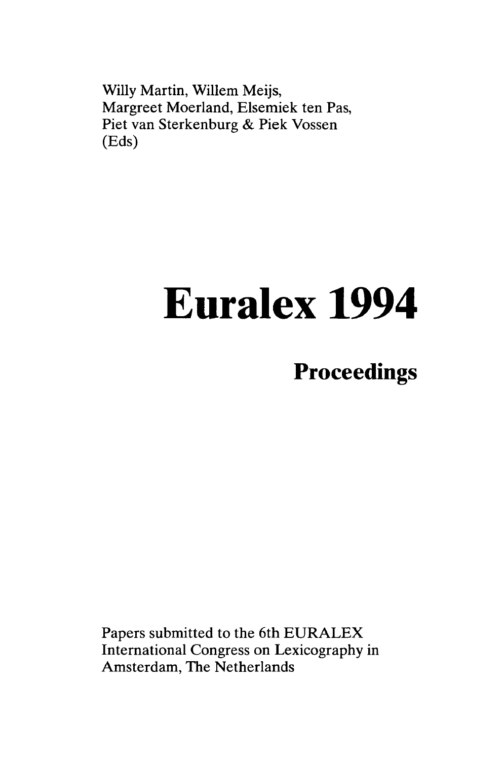Willy Martin, Willem Meijs,
Margreet Moerland, Elsemiek ten Pas,
Piet van Sterkenburg & Piek Vossen
(Eds)

# Euralex 1994

## Proceedings

Papers submitted to the 6th EURALEX International Congress on Lexicography in Amsterdam, The Netherlands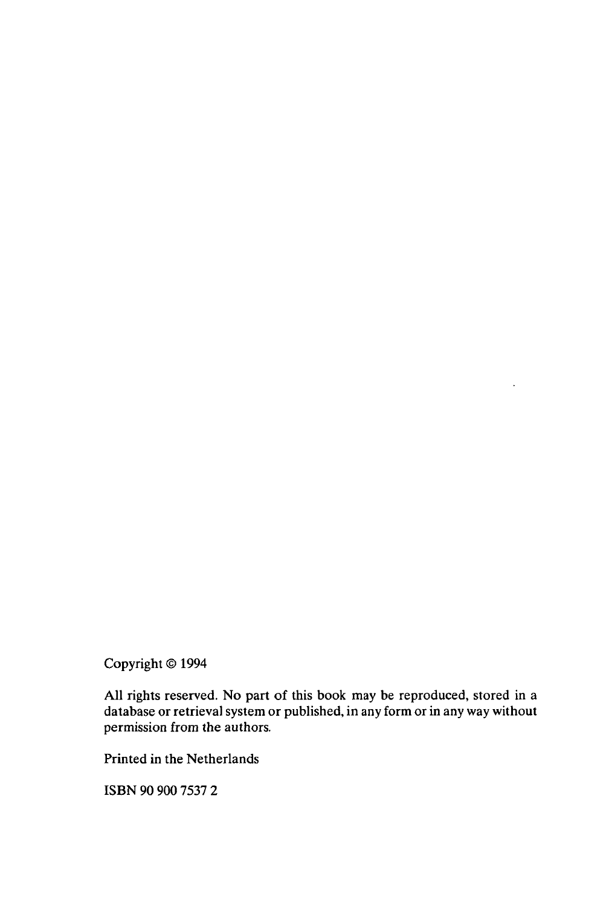Copyright © 1994

All rights reserved. No part of this book may be reproduced, stored in a database or retrieval system or published, in any form or in any way without permission from the authors.

Printed in the Netherlands

ISBN 90 900 7537 2